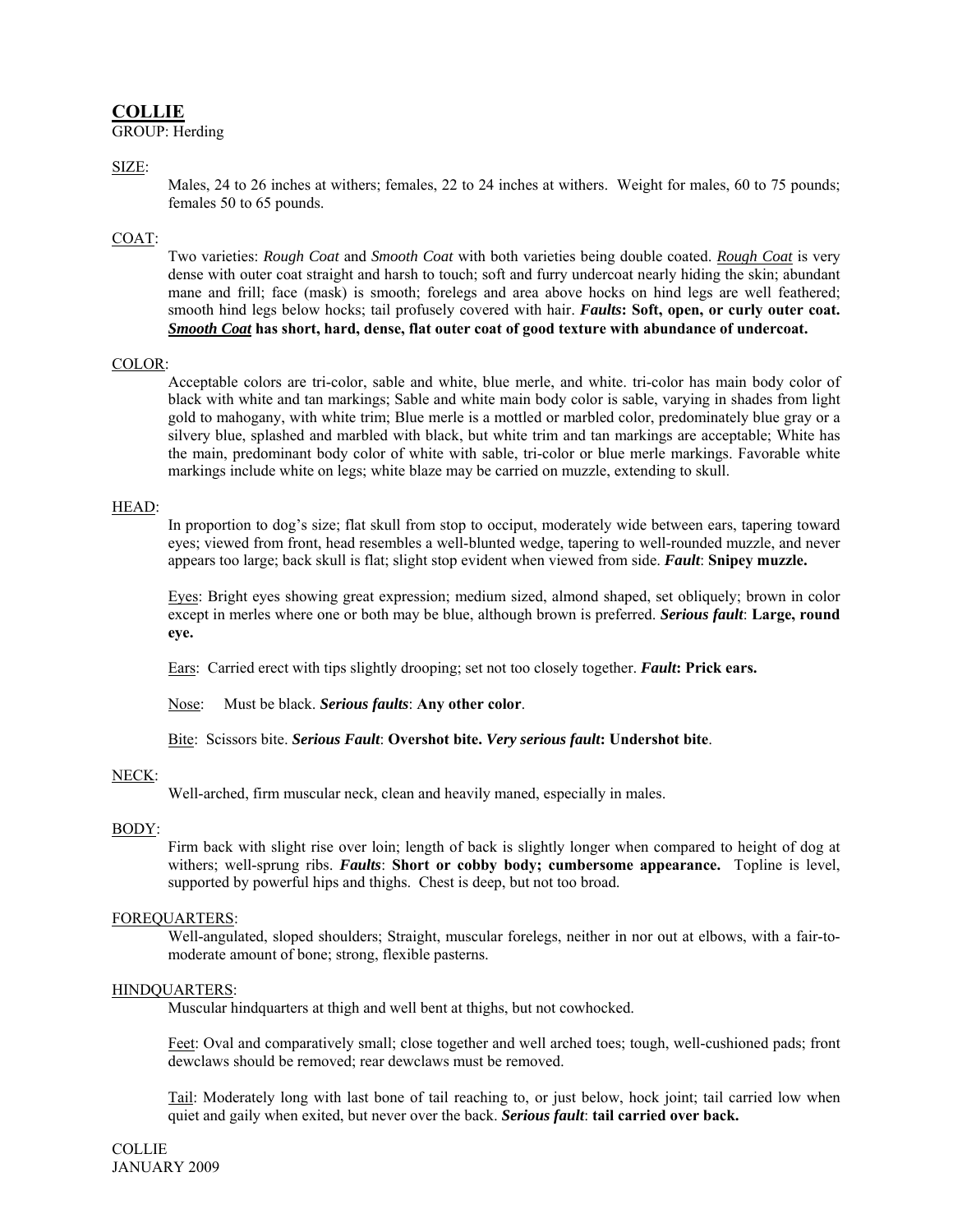# COLLIE

GROUP: Herding

SIZE:

Males, 24 to 26 inches at withers; females, 22 to 24 inches at withers. Weight for males, 60 to 75 pounds; females 50 to 65 pounds.

COAT:

Two varieties: *Rough Coat* and *Smooth Coat* with both varieties being double coated. ***Rough Coat*** is very dense with outer coat straight and harsh to touch; soft and furry undercoat nearly hiding the skin; abundant mane and frill; face (mask) is smooth; forelegs and area above hocks on hind legs are well feathered; smooth hind legs below hocks; tail profusely covered with hair. ***Faults*: Soft, open, or curly outer coat. *Smooth Coat* has short, hard, dense, flat outer coat of good texture with abundance of undercoat.**

COLOR:

Acceptable colors are tri-color, sable and white, blue merle, and white. tri-color has main body color of black with white and tan markings; Sable and white main body color is sable, varying in shades from light gold to mahogany, with white trim; Blue merle is a mottled or marbled color, predominately blue gray or a silvery blue, splashed and marbled with black, but white trim and tan markings are acceptable; White has the main, predominant body color of white with sable, tri-color or blue merle markings. Favorable white markings include white on legs; white blaze may be carried on muzzle, extending to skull.

HEAD:

In proportion to dog's size; flat skull from stop to occiput, moderately wide between ears, tapering toward eyes; viewed from front, head resembles a well-blunted wedge, tapering to well-rounded muzzle, and never appears too large; back skull is flat; slight stop evident when viewed from side. ***Fault*: Snipey muzzle.**

Eyes: Bright eyes showing great expression; medium sized, almond shaped, set obliquely; brown in color except in merles where one or both may be blue, although brown is preferred. ***Serious fault*: Large, round eye.**

Ears: Carried erect with tips slightly drooping; set not too closely together. ***Fault*: Prick ears.**

Nose: Must be black. ***Serious faults*: Any other color**.

Bite: Scissors bite. ***Serious Fault*: Overshot bite. *Very serious fault*: Undershot bite**.

NECK:

Well-arched, firm muscular neck, clean and heavily maned, especially in males.

BODY:

Firm back with slight rise over loin; length of back is slightly longer when compared to height of dog at withers; well-sprung ribs. ***Faults*: Short or cobby body; cumbersome appearance.** Topline is level, supported by powerful hips and thighs. Chest is deep, but not too broad.

FOREQUARTERS:

Well-angulated, sloped shoulders; Straight, muscular forelegs, neither in nor out at elbows, with a fair-to-moderate amount of bone; strong, flexible pasterns.

HINDQUARTERS:

Muscular hindquarters at thigh and well bent at thighs, but not cowhocked.

Feet: Oval and comparatively small; close together and well arched toes; tough, well-cushioned pads; front dewclaws should be removed; rear dewclaws must be removed.

Tail: Moderately long with last bone of tail reaching to, or just below, hock joint; tail carried low when quiet and gaily when exited, but never over the back. ***Serious fault*: tail carried over back.**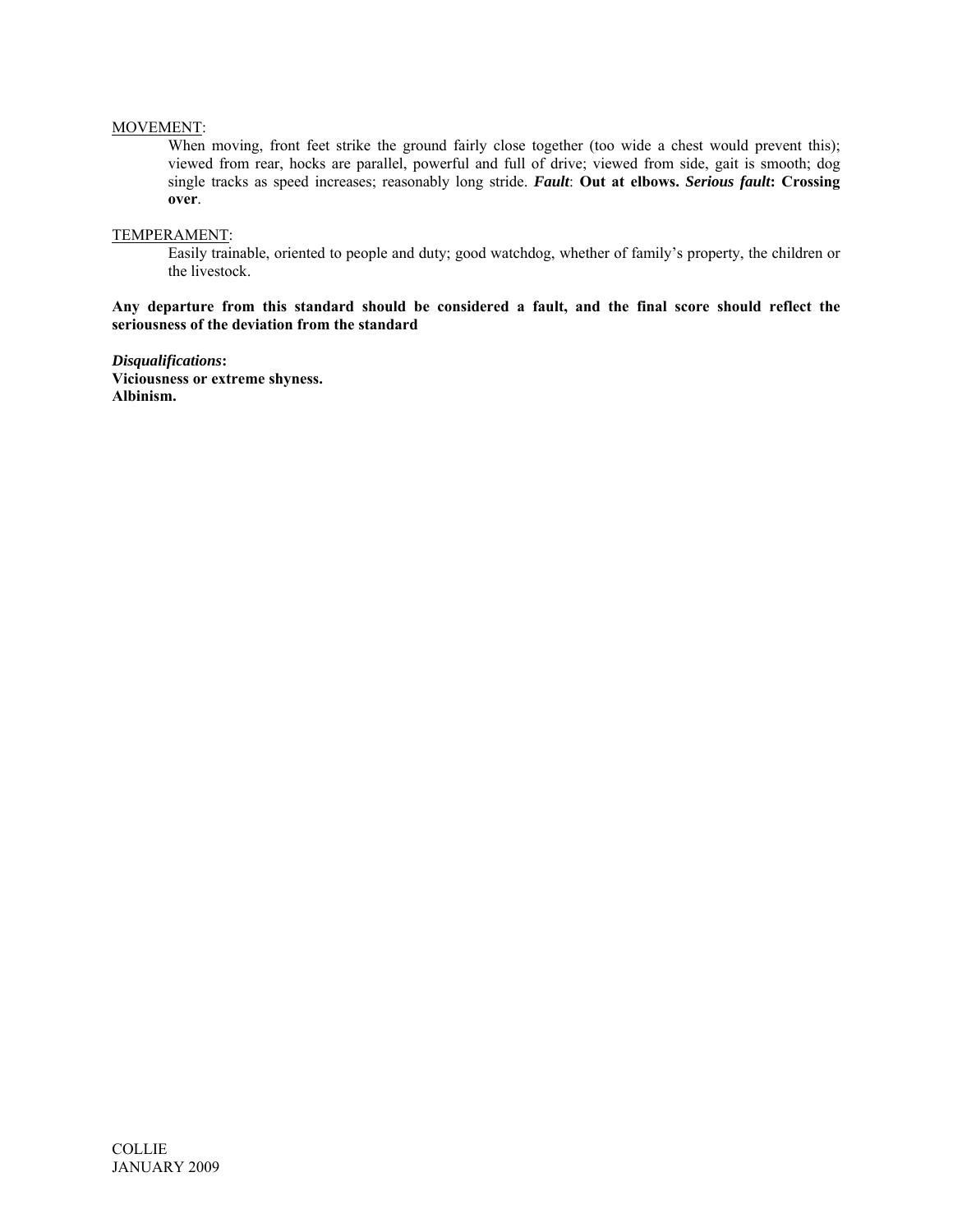MOVEMENT:

When moving, front feet strike the ground fairly close together (too wide a chest would prevent this); viewed from rear, hocks are parallel, powerful and full of drive; viewed from side, gait is smooth; dog single tracks as speed increases; reasonably long stride. ***Fault***: **Out at elbows.** ***Serious fault*****: Crossing over**.

TEMPERAMENT:

Easily trainable, oriented to people and duty; good watchdog, whether of family's property, the children or the livestock.

**Any departure from this standard should be considered a fault, and the final score should reflect the seriousness of the deviation from the standard**

***Disqualifications*****:**
**Viciousness or extreme shyness.**
**Albinism.**